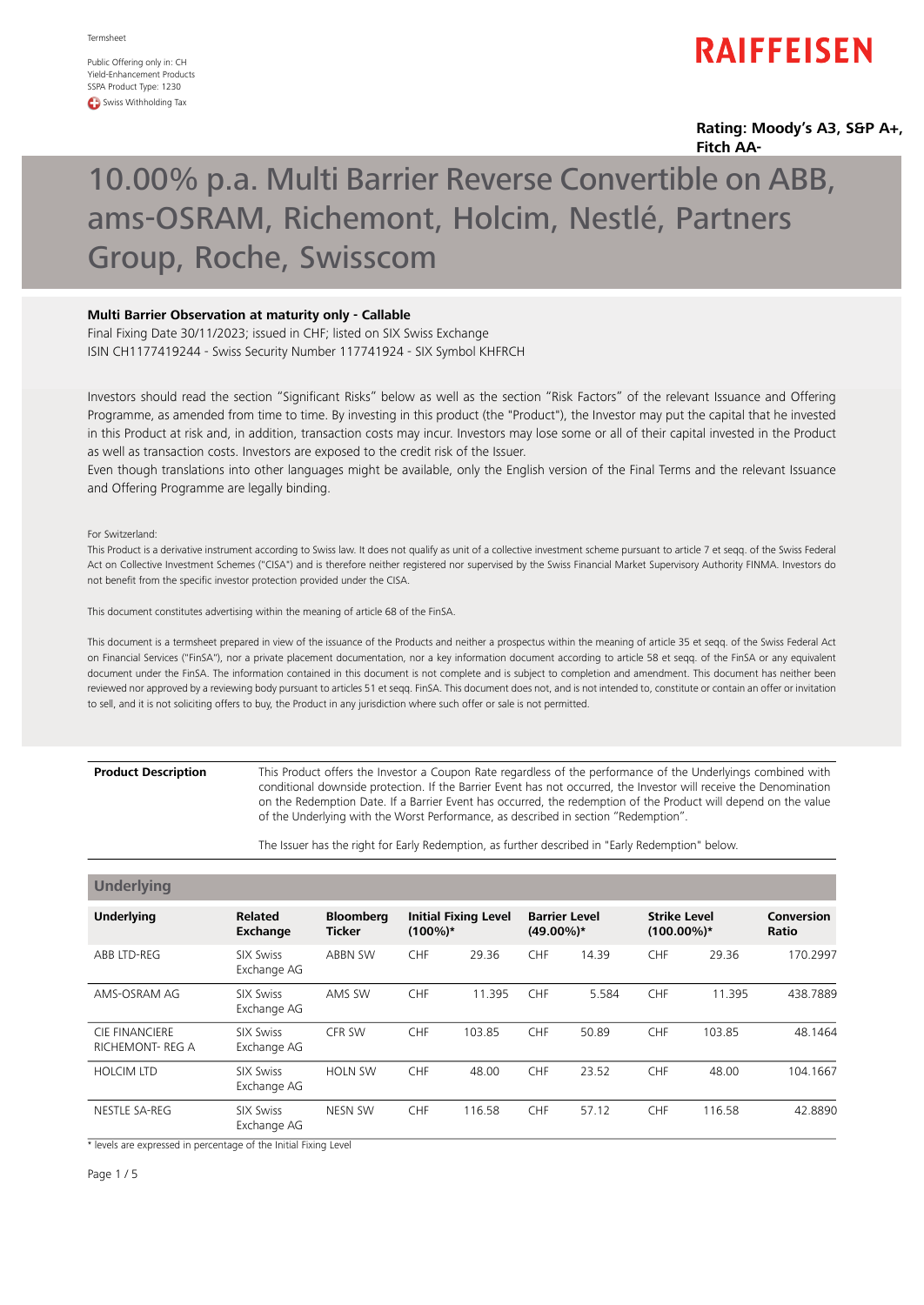Termsheet

Public Offering only in: CH
Yield-Enhancement Products
SSPA Product Type: 1230
Swiss Withholding Tax

RAIFFEISEN

**Rating: Moody's A3, S&P A+, Fitch AA-**

# 10.00% p.a. Multi Barrier Reverse Convertible on ABB, ams-OSRAM, Richemont, Holcim, Nestlé, Partners Group, Roche, Swisscom

**Multi Barrier Observation at maturity only - Callable**

Final Fixing Date 30/11/2023; issued in CHF; listed on SIX Swiss Exchange
ISIN CH1177419244 - Swiss Security Number 117741924 - SIX Symbol KHFRCH

Investors should read the section "Significant Risks" below as well as the section "Risk Factors" of the relevant Issuance and Offering Programme, as amended from time to time. By investing in this product (the "Product"), the Investor may put the capital that he invested in this Product at risk and, in addition, transaction costs may incur. Investors may lose some or all of their capital invested in the Product as well as transaction costs. Investors are exposed to the credit risk of the Issuer.
Even though translations into other languages might be available, only the English version of the Final Terms and the relevant Issuance and Offering Programme are legally binding.

For Switzerland:

This Product is a derivative instrument according to Swiss law. It does not qualify as unit of a collective investment scheme pursuant to article 7 et seqq. of the Swiss Federal Act on Collective Investment Schemes ("CISA") and is therefore neither registered nor supervised by the Swiss Financial Market Supervisory Authority FINMA. Investors do not benefit from the specific investor protection provided under the CISA.

This document constitutes advertising within the meaning of article 68 of the FinSA.

This document is a termsheet prepared in view of the issuance of the Products and neither a prospectus within the meaning of article 35 et seqq. of the Swiss Federal Act on Financial Services ("FinSA"), nor a private placement documentation, nor a key information document according to article 58 et seqq. of the FinSA or any equivalent document under the FinSA. The information contained in this document is not complete and is subject to completion and amendment. This document has neither been reviewed nor approved by a reviewing body pursuant to articles 51 et seqq. FinSA. This document does not, and is not intended to, constitute or contain an offer or invitation to sell, and it is not soliciting offers to buy, the Product in any jurisdiction where such offer or sale is not permitted.

| **Product Description** | This Product offers the Investor a Coupon Rate regardless of the performance of the Underlyings combined with conditional downside protection. If the Barrier Event has not occurred, the Investor will receive the Denomination on the Redemption Date. If a Barrier Event has occurred, the redemption of the Product will depend on the value of the Underlying with the Worst Performance, as described in section "Redemption".<br><br>The Issuer has the right for Early Redemption, as further described in "Early Redemption" below. |
|---|---|

## Underlying

| Underlying | Related Exchange | Bloomberg Ticker | Initial Fixing Level (100%)* | | Barrier Level (49.00%)* | | Strike Level (100.00%)* | | Conversion Ratio |
|---|---|---|---|---|---|---|---|---|---|
| ABB LTD-REG | SIX Swiss Exchange AG | ABBN SW | CHF | 29.36 | CHF | 14.39 | CHF | 29.36 | 170.2997 |
| AMS-OSRAM AG | SIX Swiss Exchange AG | AMS SW | CHF | 11.395 | CHF | 5.584 | CHF | 11.395 | 438.7889 |
| CIE FINANCIERE RICHEMONT- REG A | SIX Swiss Exchange AG | CFR SW | CHF | 103.85 | CHF | 50.89 | CHF | 103.85 | 48.1464 |
| HOLCIM LTD | SIX Swiss Exchange AG | HOLN SW | CHF | 48.00 | CHF | 23.52 | CHF | 48.00 | 104.1667 |
| NESTLE SA-REG | SIX Swiss Exchange AG | NESN SW | CHF | 116.58 | CHF | 57.12 | CHF | 116.58 | 42.8890 |

\* levels are expressed in percentage of the Initial Fixing Level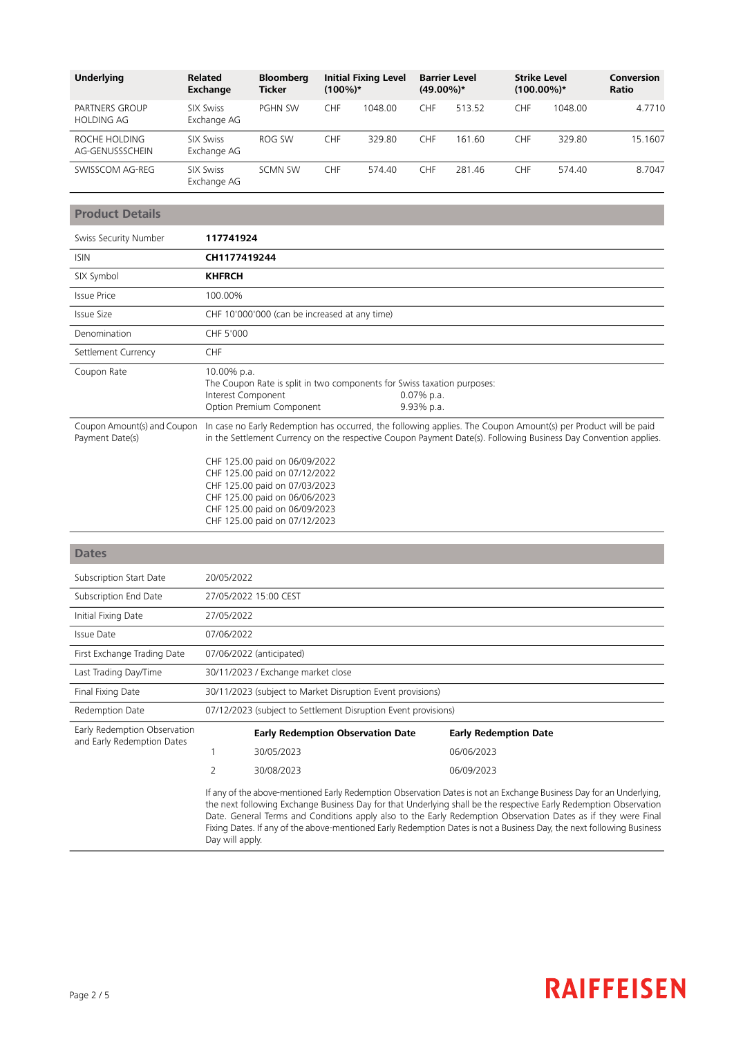| Underlying | Related Exchange | Bloomberg Ticker | Initial Fixing Level (100%)* | Barrier Level (49.00%)* | Strike Level (100.00%)* | Conversion Ratio |
|---|---|---|---|---|---|---|
| PARTNERS GROUP HOLDING AG | SIX Swiss Exchange AG | PGHN SW | CHF 1048.00 | CHF 513.52 | CHF 1048.00 | 4.7710 |
| ROCHE HOLDING AG-GENUSSSCHEIN | SIX Swiss Exchange AG | ROG SW | CHF 329.80 | CHF 161.60 | CHF 329.80 | 15.1607 |
| SWISSCOM AG-REG | SIX Swiss Exchange AG | SCMN SW | CHF 574.40 | CHF 281.46 | CHF 574.40 | 8.7047 |

## Product Details

| | |
|---|---|
| Swiss Security Number | **117741924** |
| ISIN | **CH1177419244** |
| SIX Symbol | **KHFRCH** |
| Issue Price | 100.00% |
| Issue Size | CHF 10'000'000 (can be increased at any time) |
| Denomination | CHF 5'000 |
| Settlement Currency | CHF |
| Coupon Rate | 10.00% p.a.<br>The Coupon Rate is split in two components for Swiss taxation purposes:<br>Interest Component 0.07% p.a.<br>Option Premium Component 9.93% p.a. |
| Coupon Amount(s) and Coupon Payment Date(s) | In case no Early Redemption has occurred, the following applies. The Coupon Amount(s) per Product will be paid in the Settlement Currency on the respective Coupon Payment Date(s). Following Business Day Convention applies.<br><br>CHF 125.00 paid on 06/09/2022<br>CHF 125.00 paid on 07/12/2022<br>CHF 125.00 paid on 07/03/2023<br>CHF 125.00 paid on 06/06/2023<br>CHF 125.00 paid on 06/09/2023<br>CHF 125.00 paid on 07/12/2023 |

## Dates

| | |
|---|---|
| Subscription Start Date | 20/05/2022 |
| Subscription End Date | 27/05/2022 15:00 CEST |
| Initial Fixing Date | 27/05/2022 |
| Issue Date | 07/06/2022 |
| First Exchange Trading Date | 07/06/2022 (anticipated) |
| Last Trading Day/Time | 30/11/2023 / Exchange market close |
| Final Fixing Date | 30/11/2023 (subject to Market Disruption Event provisions) |
| Redemption Date | 07/12/2023 (subject to Settlement Disruption Event provisions) |

**Early Redemption Observation and Early Redemption Dates**

| | Early Redemption Observation Date | Early Redemption Date |
|---|---|---|
| 1 | 30/05/2023 | 06/06/2023 |
| 2 | 30/08/2023 | 06/09/2023 |

If any of the above-mentioned Early Redemption Observation Dates is not an Exchange Business Day for an Underlying, the next following Exchange Business Day for that Underlying shall be the respective Early Redemption Observation Date. General Terms and Conditions apply also to the Early Redemption Observation Dates as if they were Final Fixing Dates. If any of the above-mentioned Early Redemption Dates is not a Business Day, the next following Business Day will apply.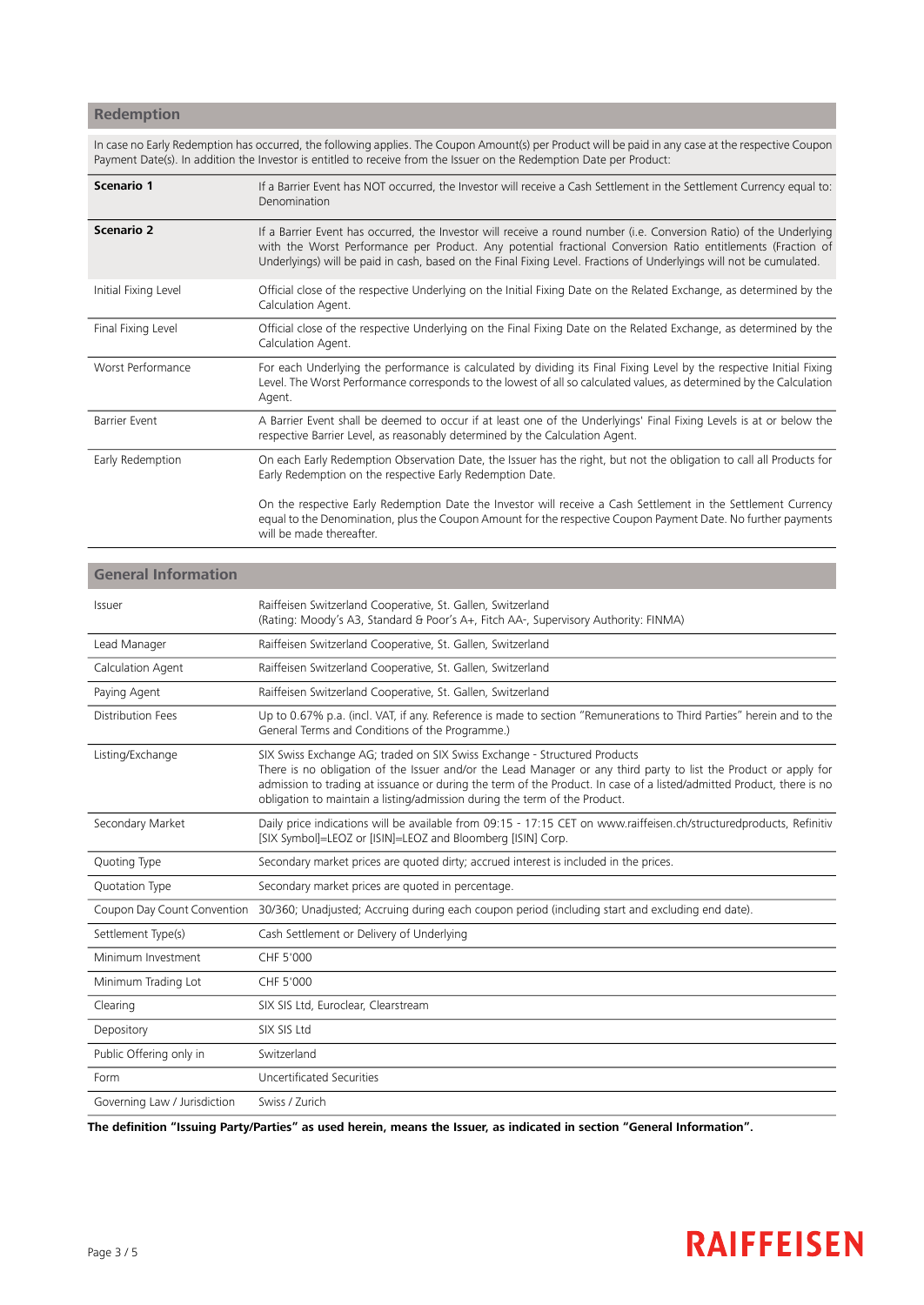## Redemption

In case no Early Redemption has occurred, the following applies. The Coupon Amount(s) per Product will be paid in any case at the respective Coupon Payment Date(s). In addition the Investor is entitled to receive from the Issuer on the Redemption Date per Product:

| | |
|---|---|
| **Scenario 1** | If a Barrier Event has NOT occurred, the Investor will receive a Cash Settlement in the Settlement Currency equal to: Denomination |
| **Scenario 2** | If a Barrier Event has occurred, the Investor will receive a round number (i.e. Conversion Ratio) of the Underlying with the Worst Performance per Product. Any potential fractional Conversion Ratio entitlements (Fraction of Underlyings) will be paid in cash, based on the Final Fixing Level. Fractions of Underlyings will not be cumulated. |
| Initial Fixing Level | Official close of the respective Underlying on the Initial Fixing Date on the Related Exchange, as determined by the Calculation Agent. |
| Final Fixing Level | Official close of the respective Underlying on the Final Fixing Date on the Related Exchange, as determined by the Calculation Agent. |
| Worst Performance | For each Underlying the performance is calculated by dividing its Final Fixing Level by the respective Initial Fixing Level. The Worst Performance corresponds to the lowest of all so calculated values, as determined by the Calculation Agent. |
| Barrier Event | A Barrier Event shall be deemed to occur if at least one of the Underlyings' Final Fixing Levels is at or below the respective Barrier Level, as reasonably determined by the Calculation Agent. |
| Early Redemption | On each Early Redemption Observation Date, the Issuer has the right, but not the obligation to call all Products for Early Redemption on the respective Early Redemption Date.<br><br>On the respective Early Redemption Date the Investor will receive a Cash Settlement in the Settlement Currency equal to the Denomination, plus the Coupon Amount for the respective Coupon Payment Date. No further payments will be made thereafter. |

## General Information

| | |
|---|---|
| Issuer | Raiffeisen Switzerland Cooperative, St. Gallen, Switzerland<br>(Rating: Moody's A3, Standard & Poor's A+, Fitch AA-, Supervisory Authority: FINMA) |
| Lead Manager | Raiffeisen Switzerland Cooperative, St. Gallen, Switzerland |
| Calculation Agent | Raiffeisen Switzerland Cooperative, St. Gallen, Switzerland |
| Paying Agent | Raiffeisen Switzerland Cooperative, St. Gallen, Switzerland |
| Distribution Fees | Up to 0.67% p.a. (incl. VAT, if any. Reference is made to section "Remunerations to Third Parties" herein and to the General Terms and Conditions of the Programme.) |
| Listing/Exchange | SIX Swiss Exchange AG; traded on SIX Swiss Exchange - Structured Products<br>There is no obligation of the Issuer and/or the Lead Manager or any third party to list the Product or apply for admission to trading at issuance or during the term of the Product. In case of a listed/admitted Product, there is no obligation to maintain a listing/admission during the term of the Product. |
| Secondary Market | Daily price indications will be available from 09:15 - 17:15 CET on www.raiffeisen.ch/structuredproducts, Refinitiv [SIX Symbol]=LEOZ or [ISIN]=LEOZ and Bloomberg [ISIN] Corp. |
| Quoting Type | Secondary market prices are quoted dirty; accrued interest is included in the prices. |
| Quotation Type | Secondary market prices are quoted in percentage. |
| Coupon Day Count Convention | 30/360; Unadjusted; Accruing during each coupon period (including start and excluding end date). |
| Settlement Type(s) | Cash Settlement or Delivery of Underlying |
| Minimum Investment | CHF 5'000 |
| Minimum Trading Lot | CHF 5'000 |
| Clearing | SIX SIS Ltd, Euroclear, Clearstream |
| Depository | SIX SIS Ltd |
| Public Offering only in | Switzerland |
| Form | Uncertificated Securities |
| Governing Law / Jurisdiction | Swiss / Zurich |

**The definition "Issuing Party/Parties" as used herein, means the Issuer, as indicated in section "General Information".**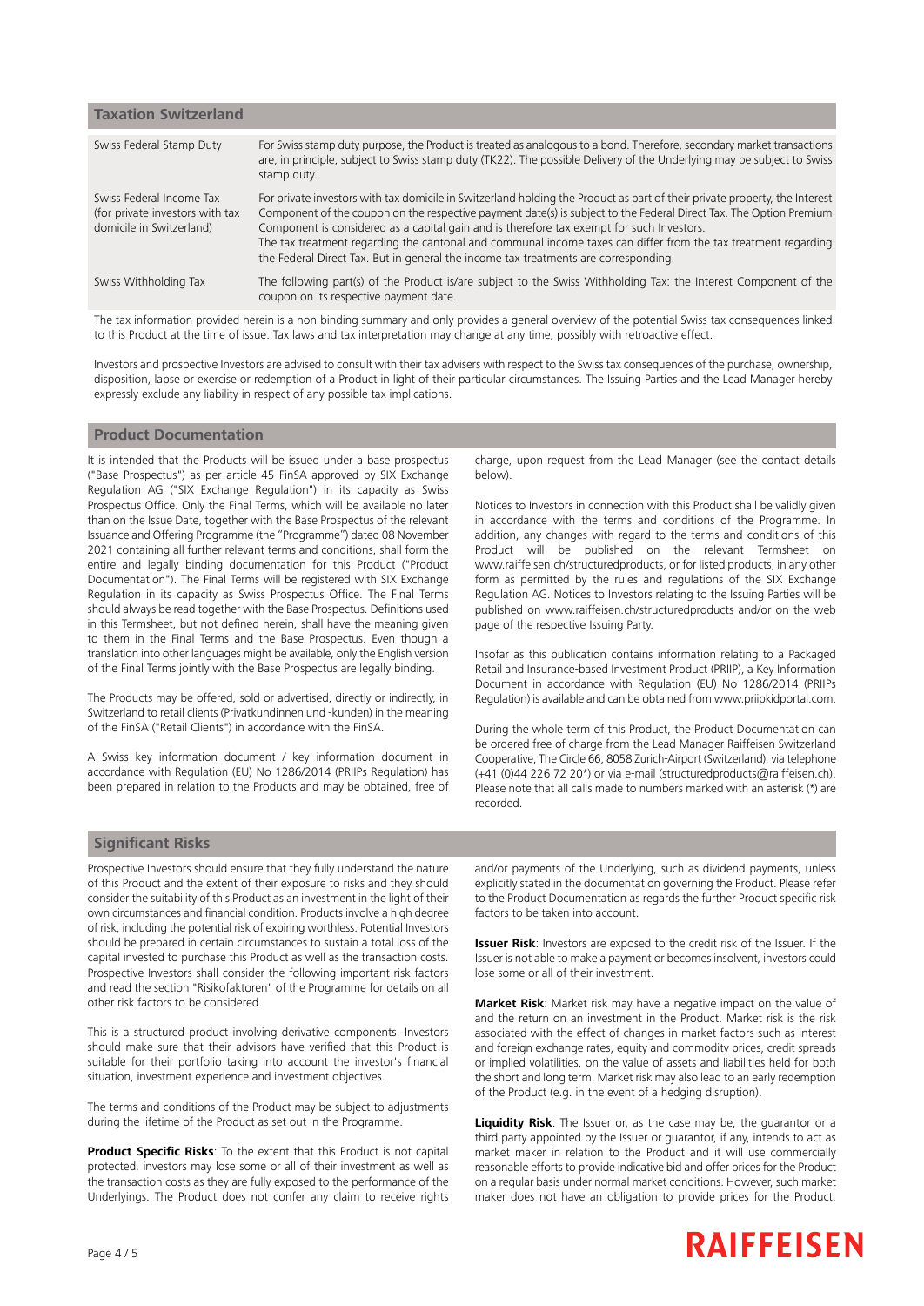## Taxation Switzerland

| | |
|---|---|
| Swiss Federal Stamp Duty | For Swiss stamp duty purpose, the Product is treated as analogous to a bond. Therefore, secondary market transactions are, in principle, subject to Swiss stamp duty (TK22). The possible Delivery of the Underlying may be subject to Swiss stamp duty. |
| Swiss Federal Income Tax (for private investors with tax domicile in Switzerland) | For private investors with tax domicile in Switzerland holding the Product as part of their private property, the Interest Component of the coupon on the respective payment date(s) is subject to the Federal Direct Tax. The Option Premium Component is considered as a capital gain and is therefore tax exempt for such Investors. The tax treatment regarding the cantonal and communal income taxes can differ from the tax treatment regarding the Federal Direct Tax. But in general the income tax treatments are corresponding. |
| Swiss Withholding Tax | The following part(s) of the Product is/are subject to the Swiss Withholding Tax: the Interest Component of the coupon on its respective payment date. |

The tax information provided herein is a non-binding summary and only provides a general overview of the potential Swiss tax consequences linked to this Product at the time of issue. Tax laws and tax interpretation may change at any time, possibly with retroactive effect.

Investors and prospective Investors are advised to consult with their tax advisers with respect to the Swiss tax consequences of the purchase, ownership, disposition, lapse or exercise or redemption of a Product in light of their particular circumstances. The Issuing Parties and the Lead Manager hereby expressly exclude any liability in respect of any possible tax implications.

## Product Documentation

It is intended that the Products will be issued under a base prospectus ("Base Prospectus") as per article 45 FinSA approved by SIX Exchange Regulation AG ("SIX Exchange Regulation") in its capacity as Swiss Prospectus Office. Only the Final Terms, which will be available no later than on the Issue Date, together with the Base Prospectus of the relevant Issuance and Offering Programme (the "Programme") dated 08 November 2021 containing all further relevant terms and conditions, shall form the entire and legally binding documentation for this Product ("Product Documentation"). The Final Terms will be registered with SIX Exchange Regulation in its capacity as Swiss Prospectus Office. The Final Terms should always be read together with the Base Prospectus. Definitions used in this Termsheet, but not defined herein, shall have the meaning given to them in the Final Terms and the Base Prospectus. Even though a translation into other languages might be available, only the English version of the Final Terms jointly with the Base Prospectus are legally binding.

The Products may be offered, sold or advertised, directly or indirectly, in Switzerland to retail clients (Privatkundinnen und -kunden) in the meaning of the FinSA ("Retail Clients") in accordance with the FinSA.

A Swiss key information document / key information document in accordance with Regulation (EU) No 1286/2014 (PRIIPs Regulation) has been prepared in relation to the Products and may be obtained, free of charge, upon request from the Lead Manager (see the contact details below).

Notices to Investors in connection with this Product shall be validly given in accordance with the terms and conditions of the Programme. In addition, any changes with regard to the terms and conditions of this Product will be published on the relevant Termsheet on www.raiffeisen.ch/structuredproducts, or for listed products, in any other form as permitted by the rules and regulations of the SIX Exchange Regulation AG. Notices to Investors relating to the Issuing Parties will be published on www.raiffeisen.ch/structuredproducts and/or on the web page of the respective Issuing Party.

Insofar as this publication contains information relating to a Packaged Retail and Insurance-based Investment Product (PRIIP), a Key Information Document in accordance with Regulation (EU) No 1286/2014 (PRIIPs Regulation) is available and can be obtained from www.priipkidportal.com.

During the whole term of this Product, the Product Documentation can be ordered free of charge from the Lead Manager Raiffeisen Switzerland Cooperative, The Circle 66, 8058 Zurich-Airport (Switzerland), via telephone (+41 (0)44 226 72 20*) or via e-mail (structuredproducts@raiffeisen.ch). Please note that all calls made to numbers marked with an asterisk (*) are recorded.

## Significant Risks

Prospective Investors should ensure that they fully understand the nature of this Product and the extent of their exposure to risks and they should consider the suitability of this Product as an investment in the light of their own circumstances and financial condition. Products involve a high degree of risk, including the potential risk of expiring worthless. Potential Investors should be prepared in certain circumstances to sustain a total loss of the capital invested to purchase this Product as well as the transaction costs. Prospective Investors shall consider the following important risk factors and read the section "Risikofaktoren" of the Programme for details on all other risk factors to be considered.

This is a structured product involving derivative components. Investors should make sure that their advisors have verified that this Product is suitable for their portfolio taking into account the investor's financial situation, investment experience and investment objectives.

The terms and conditions of the Product may be subject to adjustments during the lifetime of the Product as set out in the Programme.

**Product Specific Risks**: To the extent that this Product is not capital protected, investors may lose some or all of their investment as well as the transaction costs as they are fully exposed to the performance of the Underlyings. The Product does not confer any claim to receive rights and/or payments of the Underlying, such as dividend payments, unless explicitly stated in the documentation governing the Product. Please refer to the Product Documentation as regards the further Product specific risk factors to be taken into account.

**Issuer Risk**: Investors are exposed to the credit risk of the Issuer. If the Issuer is not able to make a payment or becomes insolvent, investors could lose some or all of their investment.

**Market Risk**: Market risk may have a negative impact on the value of and the return on an investment in the Product. Market risk is the risk associated with the effect of changes in market factors such as interest and foreign exchange rates, equity and commodity prices, credit spreads or implied volatilities, on the value of assets and liabilities held for both the short and long term. Market risk may also lead to an early redemption of the Product (e.g. in the event of a hedging disruption).

**Liquidity Risk**: The Issuer or, as the case may be, the guarantor or a third party appointed by the Issuer or guarantor, if any, intends to act as market maker in relation to the Product and it will use commercially reasonable efforts to provide indicative bid and offer prices for the Product on a regular basis under normal market conditions. However, such market maker does not have an obligation to provide prices for the Product.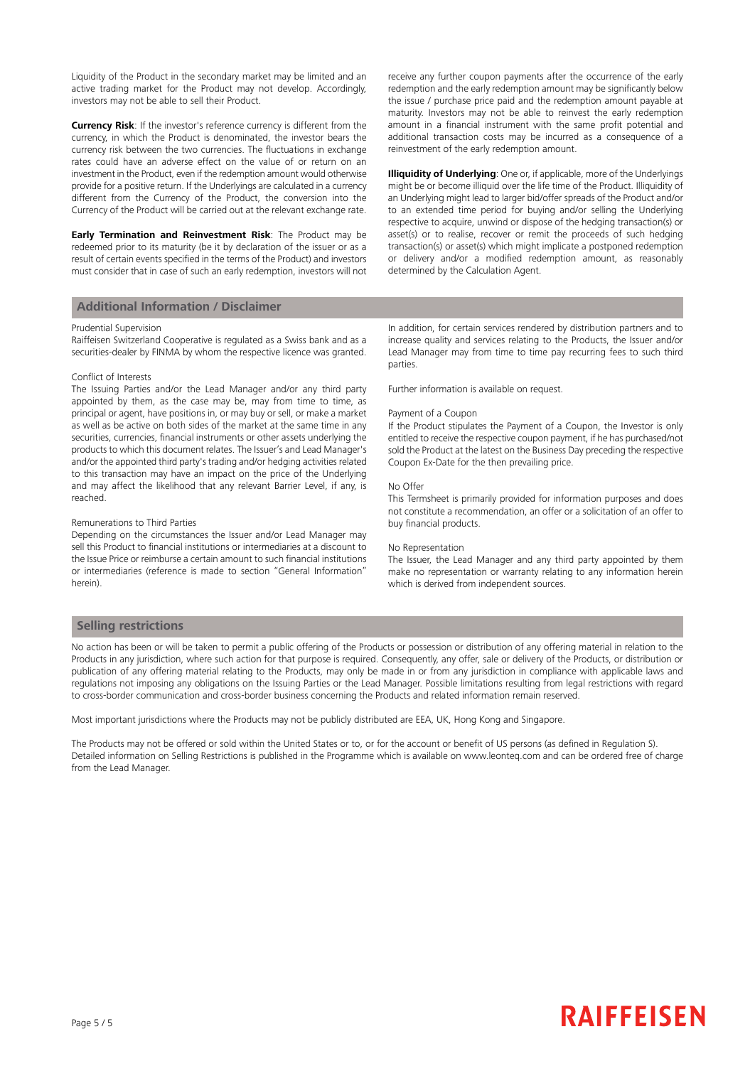Liquidity of the Product in the secondary market may be limited and an active trading market for the Product may not develop. Accordingly, investors may not be able to sell their Product.

**Currency Risk**: If the investor's reference currency is different from the currency, in which the Product is denominated, the investor bears the currency risk between the two currencies. The fluctuations in exchange rates could have an adverse effect on the value of or return on an investment in the Product, even if the redemption amount would otherwise provide for a positive return. If the Underlyings are calculated in a currency different from the Currency of the Product, the conversion into the Currency of the Product will be carried out at the relevant exchange rate.

**Early Termination and Reinvestment Risk**: The Product may be redeemed prior to its maturity (be it by declaration of the issuer or as a result of certain events specified in the terms of the Product) and investors must consider that in case of such an early redemption, investors will not receive any further coupon payments after the occurrence of the early redemption and the early redemption amount may be significantly below the issue / purchase price paid and the redemption amount payable at maturity. Investors may not be able to reinvest the early redemption amount in a financial instrument with the same profit potential and additional transaction costs may be incurred as a consequence of a reinvestment of the early redemption amount.

**Illiquidity of Underlying**: One or, if applicable, more of the Underlyings might be or become illiquid over the life time of the Product. Illiquidity of an Underlying might lead to larger bid/offer spreads of the Product and/or to an extended time period for buying and/or selling the Underlying respective to acquire, unwind or dispose of the hedging transaction(s) or asset(s) or to realise, recover or remit the proceeds of such hedging transaction(s) or asset(s) which might implicate a postponed redemption or delivery and/or a modified redemption amount, as reasonably determined by the Calculation Agent.

## Additional Information / Disclaimer

Prudential Supervision

Raiffeisen Switzerland Cooperative is regulated as a Swiss bank and as a securities-dealer by FINMA by whom the respective licence was granted.

Conflict of Interests

The Issuing Parties and/or the Lead Manager and/or any third party appointed by them, as the case may be, may from time to time, as principal or agent, have positions in, or may buy or sell, or make a market as well as be active on both sides of the market at the same time in any securities, currencies, financial instruments or other assets underlying the products to which this document relates. The Issuer's and Lead Manager's and/or the appointed third party's trading and/or hedging activities related to this transaction may have an impact on the price of the Underlying and may affect the likelihood that any relevant Barrier Level, if any, is reached.

Remunerations to Third Parties

Depending on the circumstances the Issuer and/or Lead Manager may sell this Product to financial institutions or intermediaries at a discount to the Issue Price or reimburse a certain amount to such financial institutions or intermediaries (reference is made to section "General Information" herein). In addition, for certain services rendered by distribution partners and to increase quality and services relating to the Products, the Issuer and/or Lead Manager may from time to time pay recurring fees to such third parties.

Further information is available on request.

Payment of a Coupon

If the Product stipulates the Payment of a Coupon, the Investor is only entitled to receive the respective coupon payment, if he has purchased/not sold the Product at the latest on the Business Day preceding the respective Coupon Ex-Date for the then prevailing price.

No Offer

This Termsheet is primarily provided for information purposes and does not constitute a recommendation, an offer or a solicitation of an offer to buy financial products.

No Representation

The Issuer, the Lead Manager and any third party appointed by them make no representation or warranty relating to any information herein which is derived from independent sources.

## Selling restrictions

No action has been or will be taken to permit a public offering of the Products or possession or distribution of any offering material in relation to the Products in any jurisdiction, where such action for that purpose is required. Consequently, any offer, sale or delivery of the Products, or distribution or publication of any offering material relating to the Products, may only be made in or from any jurisdiction in compliance with applicable laws and regulations not imposing any obligations on the Issuing Parties or the Lead Manager. Possible limitations resulting from legal restrictions with regard to cross-border communication and cross-border business concerning the Products and related information remain reserved.

Most important jurisdictions where the Products may not be publicly distributed are EEA, UK, Hong Kong and Singapore.

The Products may not be offered or sold within the United States or to, or for the account or benefit of US persons (as defined in Regulation S).
Detailed information on Selling Restrictions is published in the Programme which is available on www.leonteq.com and can be ordered free of charge from the Lead Manager.

RAIFFEISEN